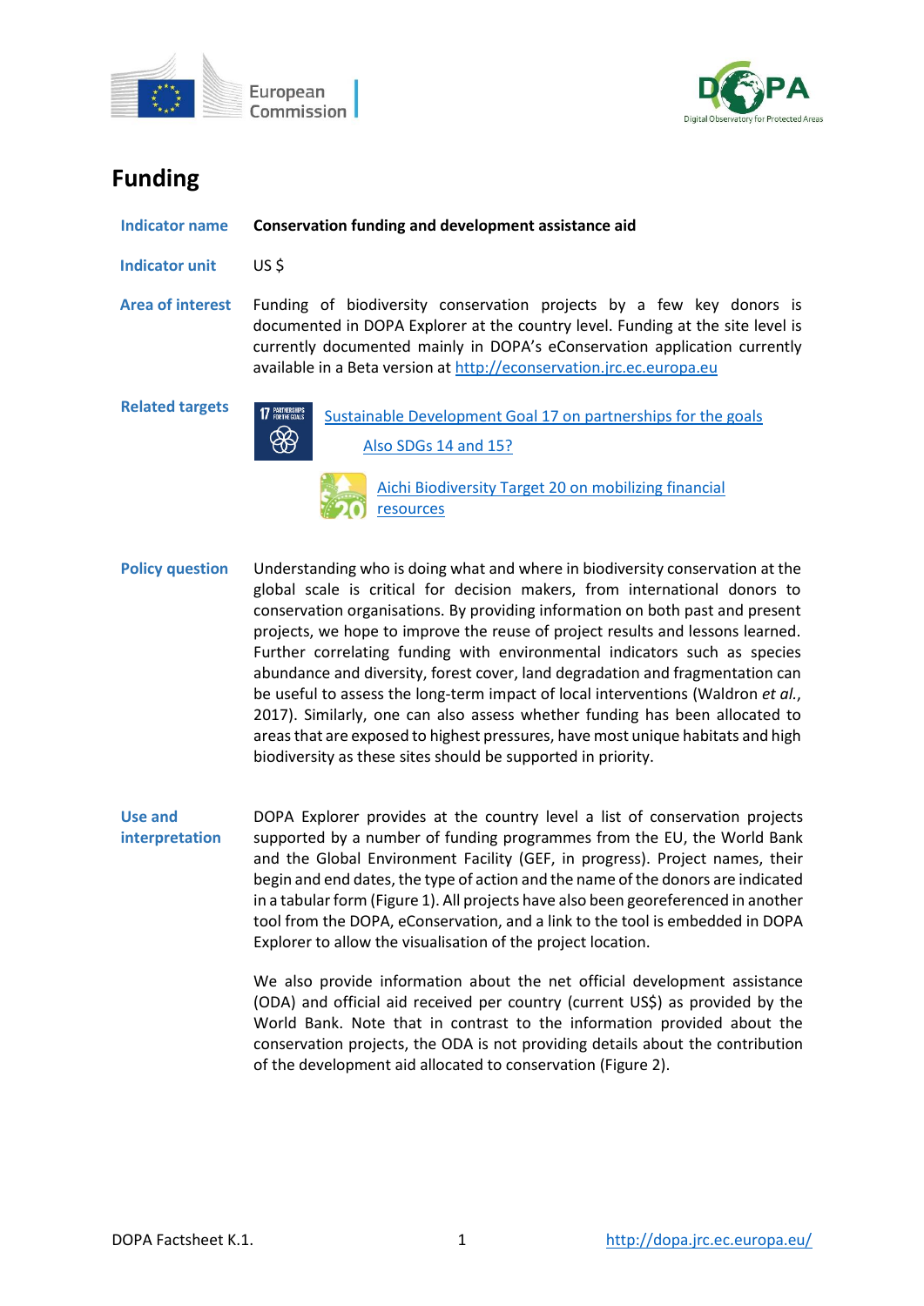# Funding

**Indicator name** **Conservation funding and development assistance aid**

**Indicator unit** US $

**Area of interest** Funding of biodiversity conservation projects by a few key donors is documented in DOPA Explorer at the country level. Funding at the site level is currently documented mainly in DOPA's eConservation application currently available in a Beta version at http://econservation.jrc.ec.europa.eu

**Related targets**

Sustainable Development Goal 17 on partnerships for the goals

Also SDGs 14 and 15?

Aichi Biodiversity Target 20 on mobilizing financial resources

**Policy question** Understanding who is doing what and where in biodiversity conservation at the global scale is critical for decision makers, from international donors to conservation organisations. By providing information on both past and present projects, we hope to improve the reuse of project results and lessons learned. Further correlating funding with environmental indicators such as species abundance and diversity, forest cover, land degradation and fragmentation can be useful to assess the long-term impact of local interventions (Waldron *et al.*, 2017). Similarly, one can also assess whether funding has been allocated to areas that are exposed to highest pressures, have most unique habitats and high biodiversity as these sites should be supported in priority.

**Use and interpretation** DOPA Explorer provides at the country level a list of conservation projects supported by a number of funding programmes from the EU, the World Bank and the Global Environment Facility (GEF, in progress). Project names, their begin and end dates, the type of action and the name of the donors are indicated in a tabular form (Figure 1). All projects have also been georeferenced in another tool from the DOPA, eConservation, and a link to the tool is embedded in DOPA Explorer to allow the visualisation of the project location.

We also provide information about the net official development assistance (ODA) and official aid received per country (current US$) as provided by the World Bank. Note that in contrast to the information provided about the conservation projects, the ODA is not providing details about the contribution of the development aid allocated to conservation (Figure 2).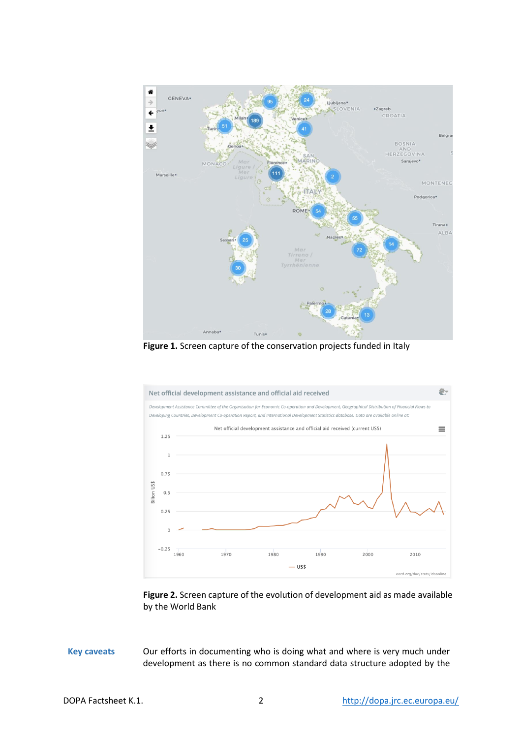**Figure 1.** Screen capture of the conservation projects funded in Italy

**Figure 2.** Screen capture of the evolution of development aid as made available by the World Bank

**Key caveats**

Our efforts in documenting who is doing what and where is very much under development as there is no common standard data structure adopted by the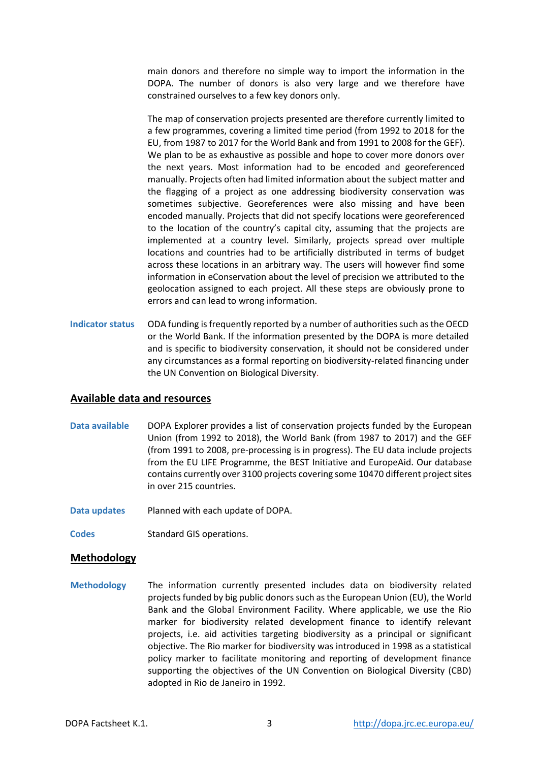main donors and therefore no simple way to import the information in the DOPA. The number of donors is also very large and we therefore have constrained ourselves to a few key donors only.

The map of conservation projects presented are therefore currently limited to a few programmes, covering a limited time period (from 1992 to 2018 for the EU, from 1987 to 2017 for the World Bank and from 1991 to 2008 for the GEF). We plan to be as exhaustive as possible and hope to cover more donors over the next years. Most information had to be encoded and georeferenced manually. Projects often had limited information about the subject matter and the flagging of a project as one addressing biodiversity conservation was sometimes subjective. Georeferences were also missing and have been encoded manually. Projects that did not specify locations were georeferenced to the location of the country's capital city, assuming that the projects are implemented at a country level. Similarly, projects spread over multiple locations and countries had to be artificially distributed in terms of budget across these locations in an arbitrary way. The users will however find some information in eConservation about the level of precision we attributed to the geolocation assigned to each project. All these steps are obviously prone to errors and can lead to wrong information.

**Indicator status**

ODA funding is frequently reported by a number of authorities such as the OECD or the World Bank. If the information presented by the DOPA is more detailed and is specific to biodiversity conservation, it should not be considered under any circumstances as a formal reporting on biodiversity-related financing under the UN Convention on Biological Diversity.

## Available data and resources

**Data available**

DOPA Explorer provides a list of conservation projects funded by the European Union (from 1992 to 2018), the World Bank (from 1987 to 2017) and the GEF (from 1991 to 2008, pre-processing is in progress). The EU data include projects from the EU LIFE Programme, the BEST Initiative and EuropeAid. Our database contains currently over 3100 projects covering some 10470 different project sites in over 215 countries.

**Data updates**

Planned with each update of DOPA.

**Codes**

Standard GIS operations.

## Methodology

**Methodology**

The information currently presented includes data on biodiversity related projects funded by big public donors such as the European Union (EU), the World Bank and the Global Environment Facility. Where applicable, we use the Rio marker for biodiversity related development finance to identify relevant projects, i.e. aid activities targeting biodiversity as a principal or significant objective. The Rio marker for biodiversity was introduced in 1998 as a statistical policy marker to facilitate monitoring and reporting of development finance supporting the objectives of the UN Convention on Biological Diversity (CBD) adopted in Rio de Janeiro in 1992.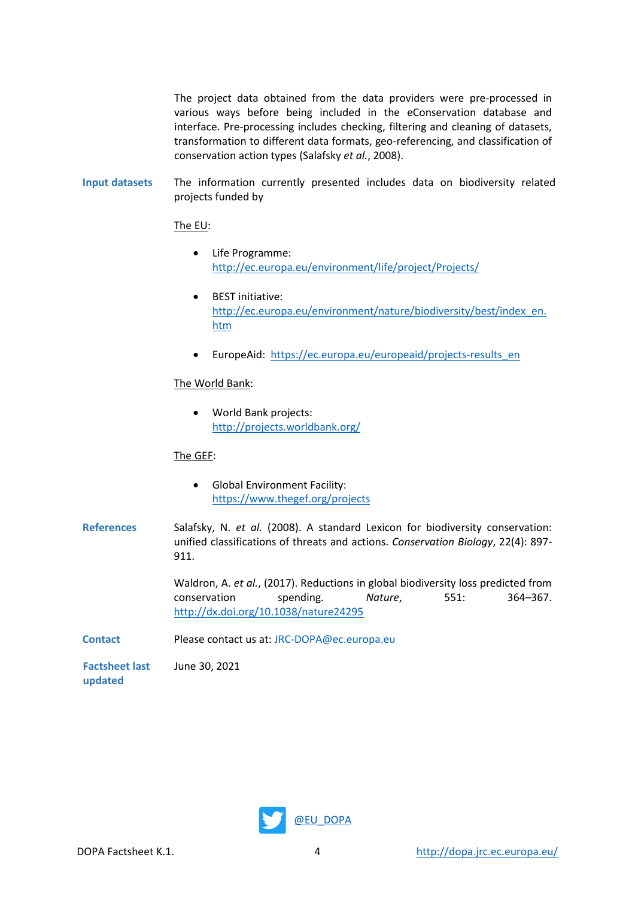The project data obtained from the data providers were pre-processed in various ways before being included in the eConservation database and interface. Pre-processing includes checking, filtering and cleaning of datasets, transformation to different data formats, geo-referencing, and classification of conservation action types (Salafsky *et al.*, 2008).

**Input datasets**

The information currently presented includes data on biodiversity related projects funded by

The EU:

- Life Programme: http://ec.europa.eu/environment/life/project/Projects/
- BEST initiative: http://ec.europa.eu/environment/nature/biodiversity/best/index_en.htm
- EuropeAid: https://ec.europa.eu/europeaid/projects-results_en

The World Bank:

- World Bank projects: http://projects.worldbank.org/

The GEF:

- Global Environment Facility: https://www.thegef.org/projects

**References**

Salafsky, N. *et al.* (2008). A standard Lexicon for biodiversity conservation: unified classifications of threats and actions. *Conservation Biology*, 22(4): 897-911.

Waldron, A. *et al.*, (2017). Reductions in global biodiversity loss predicted from conservation spending. *Nature*, 551: 364–367. http://dx.doi.org/10.1038/nature24295

**Contact**

Please contact us at: JRC-DOPA@ec.europa.eu

**Factsheet last updated**

June 30, 2021

@EU_DOPA